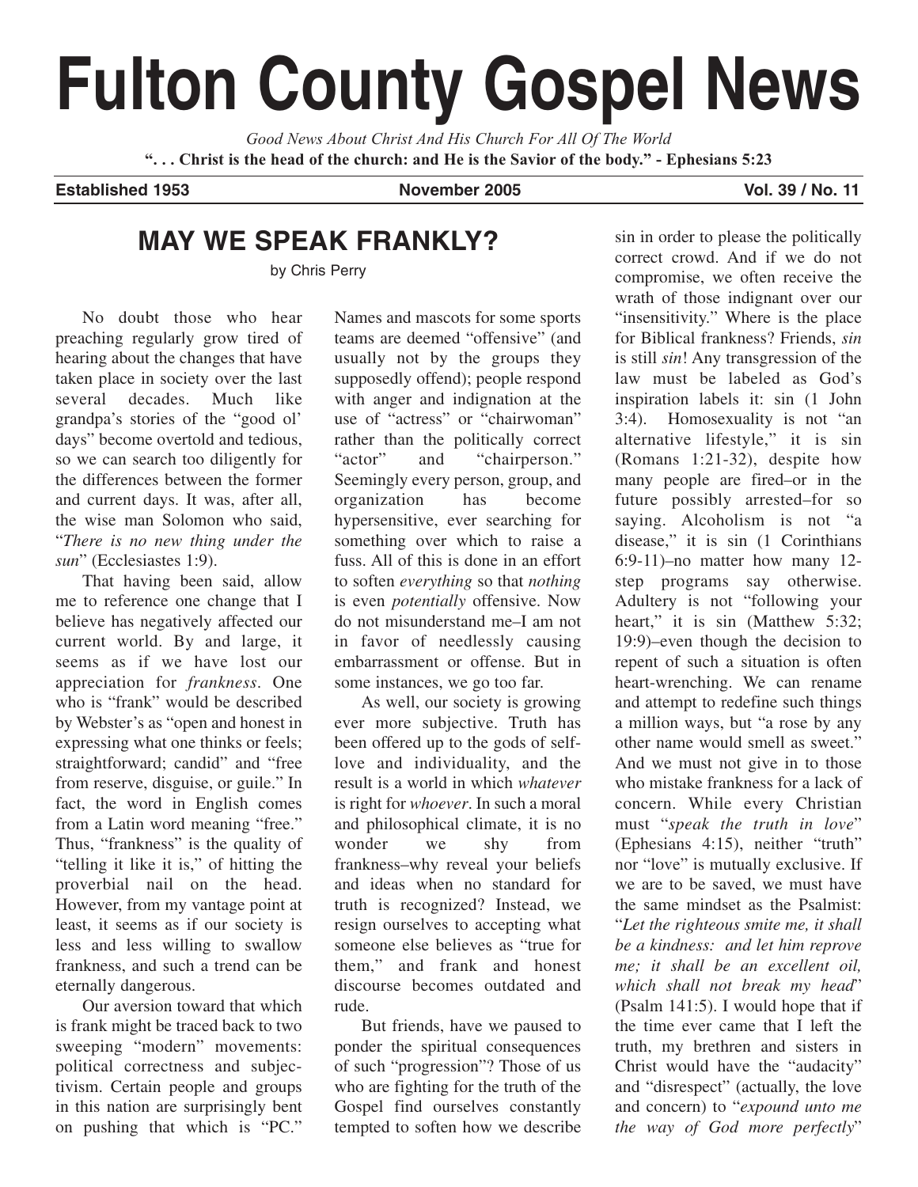# Fulton County Gospel News

*Good News About Christ And His Church For All Of The World*

**". . . Christ is the head of the church: and He is the Savior of the body." - Ephesians 5:23**

**Established 1953** | **November 2005** | **Vol. 39 / No. 11**

## MAY WE SPEAK FRANKLY?

by Chris Perry

No doubt those who hear preaching regularly grow tired of hearing about the changes that have taken place in society over the last several decades. Much like grandpa's stories of the "good ol' days" become overtold and tedious, so we can search too diligently for the differences between the former and current days. It was, after all, the wise man Solomon who said, "*There is no new thing under the sun*" (Ecclesiastes 1:9).

That having been said, allow me to reference one change that I believe has negatively affected our current world. By and large, it seems as if we have lost our appreciation for *frankness*. One who is "frank" would be described by Webster's as "open and honest in expressing what one thinks or feels; straightforward; candid" and "free from reserve, disguise, or guile." In fact, the word in English comes from a Latin word meaning "free." Thus, "frankness" is the quality of "telling it like it is," of hitting the proverbial nail on the head. However, from my vantage point at least, it seems as if our society is less and less willing to swallow frankness, and such a trend can be eternally dangerous.

Our aversion toward that which is frank might be traced back to two sweeping "modern" movements: political correctness and subjectivism. Certain people and groups in this nation are surprisingly bent on pushing that which is "PC." Names and mascots for some sports teams are deemed "offensive" (and usually not by the groups they supposedly offend); people respond with anger and indignation at the use of "actress" or "chairwoman" rather than the politically correct "actor" and "chairperson." Seemingly every person, group, and organization has become hypersensitive, ever searching for something over which to raise a fuss. All of this is done in an effort to soften *everything* so that *nothing* is even *potentially* offensive. Now do not misunderstand me–I am not in favor of needlessly causing embarrassment or offense. But in some instances, we go too far.

As well, our society is growing ever more subjective. Truth has been offered up to the gods of self-love and individuality, and the result is a world in which *whatever* is right for *whoever*. In such a moral and philosophical climate, it is no wonder we shy from frankness–why reveal your beliefs and ideas when no standard for truth is recognized? Instead, we resign ourselves to accepting what someone else believes as "true for them," and frank and honest discourse becomes outdated and rude.

But friends, have we paused to ponder the spiritual consequences of such "progression"? Those of us who are fighting for the truth of the Gospel find ourselves constantly tempted to soften how we describe sin in order to please the politically correct crowd. And if we do not compromise, we often receive the wrath of those indignant over our "insensitivity." Where is the place for Biblical frankness? Friends, *sin* is still *sin*! Any transgression of the law must be labeled as God's inspiration labels it: sin (1 John 3:4). Homosexuality is not "an alternative lifestyle," it is sin (Romans 1:21-32), despite how many people are fired–or in the future possibly arrested–for so saying. Alcoholism is not "a disease," it is sin (1 Corinthians 6:9-11)–no matter how many 12-step programs say otherwise. Adultery is not "following your heart," it is sin (Matthew 5:32; 19:9)–even though the decision to repent of such a situation is often heart-wrenching. We can rename and attempt to redefine such things a million ways, but "a rose by any other name would smell as sweet." And we must not give in to those who mistake frankness for a lack of concern. While every Christian must "*speak the truth in love*" (Ephesians 4:15), neither "truth" nor "love" is mutually exclusive. If we are to be saved, we must have the same mindset as the Psalmist: "*Let the righteous smite me, it shall be a kindness: and let him reprove me; it shall be an excellent oil, which shall not break my head*" (Psalm 141:5). I would hope that if the time ever came that I left the truth, my brethren and sisters in Christ would have the "audacity" and "disrespect" (actually, the love and concern) to "*expound unto me the way of God more perfectly*"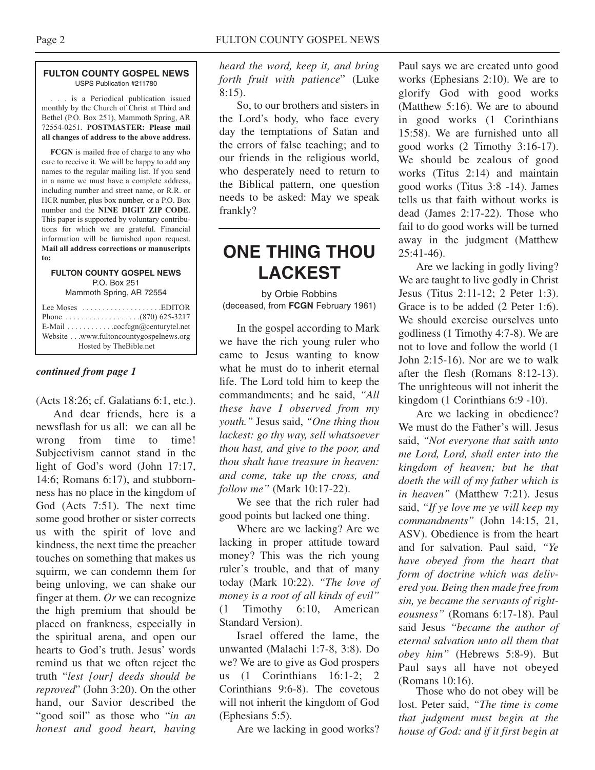**FULTON COUNTY GOSPEL NEWS**
USPS Publication #211780

. . . is a Periodical publication issued monthly by the Church of Christ at Third and Bethel (P.O. Box 251), Mammoth Spring, AR 72554-0251. **POSTMASTER: Please mail all changes of address to the above address.**

**FCGN** is mailed free of charge to any who care to receive it. We will be happy to add any names to the regular mailing list. If you send in a name we must have a complete address, including number and street name, or R.R. or HCR number, plus box number, or a P.O. Box number and the **NINE DIGIT ZIP CODE**. This paper is supported by voluntary contributions for which we are grateful. Financial information will be furnished upon request. **Mail all address corrections or manuscripts to:**

**FULTON COUNTY GOSPEL NEWS**
P.O. Box 251
Mammoth Spring, AR 72554

Lee Moses . . . . . . . . . . . . . . . . . . . .EDITOR
Phone . . . . . . . . . . . . . . . . . . .(870) 625-3217
E-Mail . . . . . . . . . . . .cocfcgn@centurytel.net
Website . . .www.fultoncountygospelnews.org
Hosted by TheBible.net

***continued from page 1***

(Acts 18:26; cf. Galatians 6:1, etc.).

And dear friends, here is a newsflash for us all: we can all be wrong from time to time! Subjectivism cannot stand in the light of God's word (John 17:17, 14:6; Romans 6:17), and stubbornness has no place in the kingdom of God (Acts 7:51). The next time some good brother or sister corrects us with the spirit of love and kindness, the next time the preacher touches on something that makes us squirm, we can condemn them for being unloving, we can shake our finger at them. *Or* we can recognize the high premium that should be placed on frankness, especially in the spiritual arena, and open our hearts to God's truth. Jesus' words remind us that we often reject the truth "*lest [our] deeds should be reproved*" (John 3:20). On the other hand, our Savior described the "good soil" as those who "*in an honest and good heart, having heard the word, keep it, and bring forth fruit with patience*" (Luke 8:15).

So, to our brothers and sisters in the Lord's body, who face every day the temptations of Satan and the errors of false teaching; and to our friends in the religious world, who desperately need to return to the Biblical pattern, one question needs to be asked: May we speak frankly?

---

# ONE THING THOU LACKEST

by Orbie Robbins
(deceased, from **FCGN** February 1961)

In the gospel according to Mark we have the rich young ruler who came to Jesus wanting to know what he must do to inherit eternal life. The Lord told him to keep the commandments; and he said, *"All these have I observed from my youth."* Jesus said, *"One thing thou lackest: go thy way, sell whatsoever thou hast, and give to the poor, and thou shalt have treasure in heaven: and come, take up the cross, and follow me"* (Mark 10:17-22).

We see that the rich ruler had good points but lacked one thing.

Where are we lacking? Are we lacking in proper attitude toward money? This was the rich young ruler's trouble, and that of many today (Mark 10:22). *"The love of money is a root of all kinds of evil"* (1 Timothy 6:10, American Standard Version).

Israel offered the lame, the unwanted (Malachi 1:7-8, 3:8). Do we? We are to give as God prospers us (1 Corinthians 16:1-2; 2 Corinthians 9:6-8). The covetous will not inherit the kingdom of God (Ephesians 5:5).

Are we lacking in good works? Paul says we are created unto good works (Ephesians 2:10). We are to glorify God with good works (Matthew 5:16). We are to abound in good works (1 Corinthians 15:58). We are furnished unto all good works (2 Timothy 3:16-17). We should be zealous of good works (Titus 2:14) and maintain good works (Titus 3:8 -14). James tells us that faith without works is dead (James 2:17-22). Those who fail to do good works will be turned away in the judgment (Matthew 25:41-46).

Are we lacking in godly living? We are taught to live godly in Christ Jesus (Titus 2:11-12; 2 Peter 1:3). Grace is to be added (2 Peter 1:6). We should exercise ourselves unto godliness (1 Timothy 4:7-8). We are not to love and follow the world (1 John 2:15-16). Nor are we to walk after the flesh (Romans 8:12-13). The unrighteous will not inherit the kingdom (1 Corinthians 6:9 -10).

Are we lacking in obedience? We must do the Father's will. Jesus said, *"Not everyone that saith unto me Lord, Lord, shall enter into the kingdom of heaven; but he that doeth the will of my father which is in heaven"* (Matthew 7:21). Jesus said, *"If ye love me ye will keep my commandments"* (John 14:15, 21, ASV). Obedience is from the heart and for salvation. Paul said, *"Ye have obeyed from the heart that form of doctrine which was delivered you. Being then made free from sin, ye became the servants of righteousness"* (Romans 6:17-18). Paul said Jesus *"became the author of eternal salvation unto all them that obey him"* (Hebrews 5:8-9). But Paul says all have not obeyed (Romans 10:16).

Those who do not obey will be lost. Peter said, *"The time is come that judgment must begin at the house of God: and if it first begin at*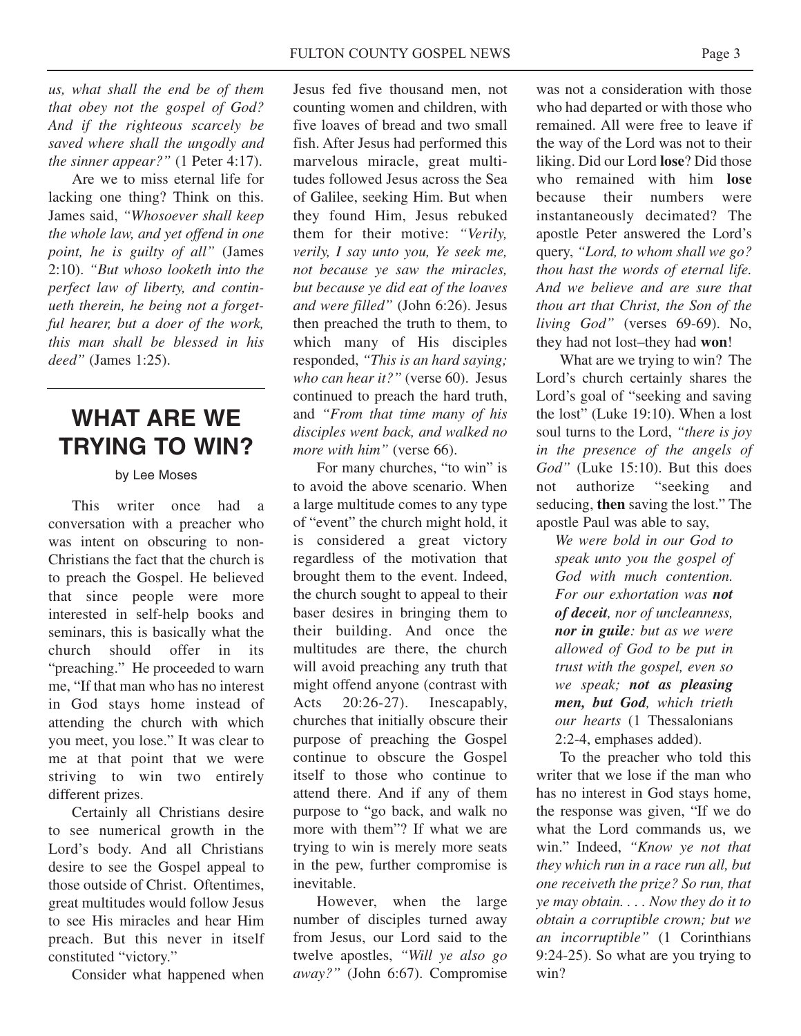*us, what shall the end be of them that obey not the gospel of God? And if the righteous scarcely be saved where shall the ungodly and the sinner appear?"* (1 Peter 4:17).

Are we to miss eternal life for lacking one thing? Think on this. James said, *"Whosoever shall keep the whole law, and yet offend in one point, he is guilty of all"* (James 2:10). *"But whoso looketh into the perfect law of liberty, and continueth therein, he being not a forgetful hearer, but a doer of the work, this man shall be blessed in his deed"* (James 1:25).

## WHAT ARE WE TRYING TO WIN?

by Lee Moses

This writer once had a conversation with a preacher who was intent on obscuring to non-Christians the fact that the church is to preach the Gospel. He believed that since people were more interested in self-help books and seminars, this is basically what the church should offer in its "preaching." He proceeded to warn me, "If that man who has no interest in God stays home instead of attending the church with which you meet, you lose." It was clear to me at that point that we were striving to win two entirely different prizes.

Certainly all Christians desire to see numerical growth in the Lord's body. And all Christians desire to see the Gospel appeal to those outside of Christ. Oftentimes, great multitudes would follow Jesus to see His miracles and hear Him preach. But this never in itself constituted "victory."

Consider what happened when Jesus fed five thousand men, not counting women and children, with five loaves of bread and two small fish. After Jesus had performed this marvelous miracle, great multitudes followed Jesus across the Sea of Galilee, seeking Him. But when they found Him, Jesus rebuked them for their motive: *"Verily, verily, I say unto you, Ye seek me, not because ye saw the miracles, but because ye did eat of the loaves and were filled"* (John 6:26). Jesus then preached the truth to them, to which many of His disciples responded, *"This is an hard saying; who can hear it?"* (verse 60). Jesus continued to preach the hard truth, and *"From that time many of his disciples went back, and walked no more with him"* (verse 66).

For many churches, "to win" is to avoid the above scenario. When a large multitude comes to any type of "event" the church might hold, it is considered a great victory regardless of the motivation that brought them to the event. Indeed, the church sought to appeal to their baser desires in bringing them to their building. And once the multitudes are there, the church will avoid preaching any truth that might offend anyone (contrast with Acts 20:26-27). Inescapably, churches that initially obscure their purpose of preaching the Gospel continue to obscure the Gospel itself to those who continue to attend there. And if any of them purpose to "go back, and walk no more with them"? If what we are trying to win is merely more seats in the pew, further compromise is inevitable.

However, when the large number of disciples turned away from Jesus, our Lord said to the twelve apostles, *"Will ye also go away?"* (John 6:67). Compromise was not a consideration with those who had departed or with those who remained. All were free to leave if the way of the Lord was not to their liking. Did our Lord **lose**? Did those who remained with him **lose** because their numbers were instantaneously decimated? The apostle Peter answered the Lord's query, *"Lord, to whom shall we go? thou hast the words of eternal life. And we believe and are sure that thou art that Christ, the Son of the living God"* (verses 69-69). No, they had not lost–they had **won**!

What are we trying to win? The Lord's church certainly shares the Lord's goal of "seeking and saving the lost" (Luke 19:10). When a lost soul turns to the Lord, *"there is joy in the presence of the angels of God"* (Luke 15:10). But this does not authorize "seeking and seducing, **then** saving the lost." The apostle Paul was able to say,

> *We were bold in our God to speak unto you the gospel of God with much contention. For our exhortation was* ***not of deceit****, nor of uncleanness,* ***nor in guile****: but as we were allowed of God to be put in trust with the gospel, even so we speak;* ***not as pleasing men, but God****, which trieth our hearts* (1 Thessalonians 2:2-4, emphases added).

To the preacher who told this writer that we lose if the man who has no interest in God stays home, the response was given, "If we do what the Lord commands us, we win." Indeed, *"Know ye not that they which run in a race run all, but one receiveth the prize? So run, that ye may obtain. . . . Now they do it to obtain a corruptible crown; but we an incorruptible"* (1 Corinthians 9:24-25). So what are you trying to win?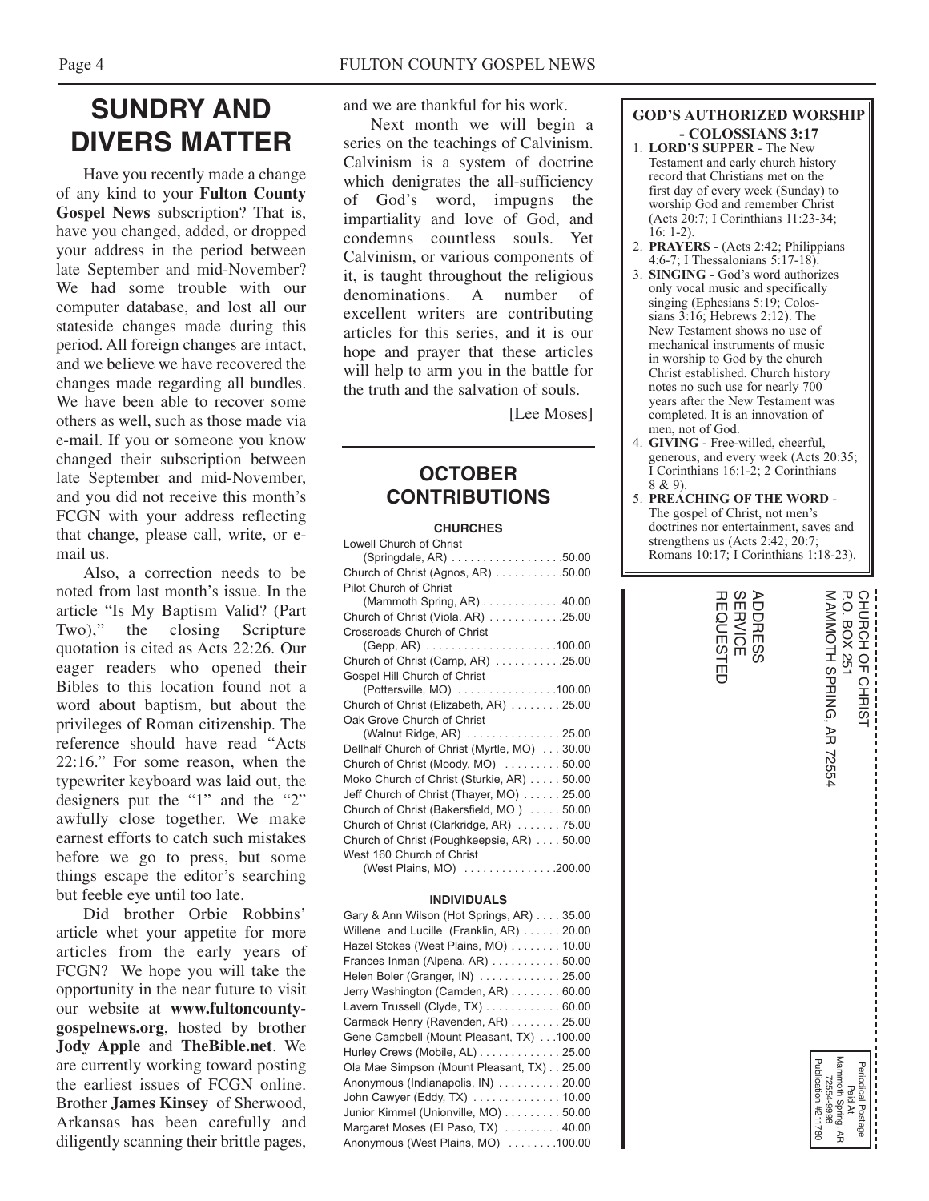# SUNDRY AND DIVERS MATTER

Have you recently made a change of any kind to your **Fulton County Gospel News** subscription? That is, have you changed, added, or dropped your address in the period between late September and mid-November? We had some trouble with our computer database, and lost all our stateside changes made during this period. All foreign changes are intact, and we believe we have recovered the changes made regarding all bundles. We have been able to recover some others as well, such as those made via e-mail. If you or someone you know changed their subscription between late September and mid-November, and you did not receive this month's FCGN with your address reflecting that change, please call, write, or e-mail us.

Also, a correction needs to be noted from last month's issue. In the article "Is My Baptism Valid? (Part Two)," the closing Scripture quotation is cited as Acts 22:26. Our eager readers who opened their Bibles to this location found not a word about baptism, but about the privileges of Roman citizenship. The reference should have read "Acts 22:16." For some reason, when the typewriter keyboard was laid out, the designers put the "1" and the "2" awfully close together. We make earnest efforts to catch such mistakes before we go to press, but some things escape the editor's searching but feeble eye until too late.

Did brother Orbie Robbins' article whet your appetite for more articles from the early years of FCGN? We hope you will take the opportunity in the near future to visit our website at **www.fultoncounty-gospelnews.org**, hosted by brother **Jody Apple** and **TheBible.net**. We are currently working toward posting the earliest issues of FCGN online. Brother **James Kinsey** of Sherwood, Arkansas has been carefully and diligently scanning their brittle pages, and we are thankful for his work.

Next month we will begin a series on the teachings of Calvinism. Calvinism is a system of doctrine which denigrates the all-sufficiency of God's word, impugns the impartiality and love of God, and condemns countless souls. Yet Calvinism, or various components of it, is taught throughout the religious denominations. A number of excellent writers are contributing articles for this series, and it is our hope and prayer that these articles will help to arm you in the battle for the truth and the salvation of souls.

[Lee Moses]

## OCTOBER CONTRIBUTIONS

### CHURCHES

| | |
|---|---|
| Lowell Church of Christ (Springdale, AR) | 50.00 |
| Church of Christ (Agnos, AR) | 50.00 |
| Pilot Church of Christ (Mammoth Spring, AR) | 40.00 |
| Church of Christ (Viola, AR) | 25.00 |
| Crossroads Church of Christ (Gepp, AR) | 100.00 |
| Church of Christ (Camp, AR) | 25.00 |
| Gospel Hill Church of Christ (Pottersville, MO) | 100.00 |
| Church of Christ (Elizabeth, AR) | 25.00 |
| Oak Grove Church of Christ (Walnut Ridge, AR) | 25.00 |
| Dellhalf Church of Christ (Myrtle, MO) | 30.00 |
| Church of Christ (Moody, MO) | 50.00 |
| Moko Church of Christ (Sturkie, AR) | 50.00 |
| Jeff Church of Christ (Thayer, MO) | 25.00 |
| Church of Christ (Bakersfield, MO ) | 50.00 |
| Church of Christ (Clarkridge, AR) | 75.00 |
| Church of Christ (Poughkeepsie, AR) | 50.00 |
| West 160 Church of Christ (West Plains, MO) | 200.00 |

### INDIVIDUALS

| | |
|---|---|
| Gary & Ann Wilson (Hot Springs, AR) | 35.00 |
| Willene and Lucille (Franklin, AR) | 20.00 |
| Hazel Stokes (West Plains, MO) | 10.00 |
| Frances Inman (Alpena, AR) | 50.00 |
| Helen Boler (Granger, IN) | 25.00 |
| Jerry Washington (Camden, AR) | 60.00 |
| Lavern Trussell (Clyde, TX) | 60.00 |
| Carmack Henry (Ravenden, AR) | 25.00 |
| Gene Campbell (Mount Pleasant, TX) | 100.00 |
| Hurley Crews (Mobile, AL) | 25.00 |
| Ola Mae Simpson (Mount Pleasant, TX) | 25.00 |
| Anonymous (Indianapolis, IN) | 20.00 |
| John Cawyer (Eddy, TX) | 10.00 |
| Junior Kimmel (Unionville, MO) | 50.00 |
| Margaret Moses (El Paso, TX) | 40.00 |
| Anonymous (West Plains, MO) | 100.00 |

## GOD'S AUTHORIZED WORSHIP - COLOSSIANS 3:17

1. **LORD'S SUPPER** - The New Testament and early church history record that Christians met on the first day of every week (Sunday) to worship God and remember Christ (Acts 20:7; I Corinthians 11:23-34; 16: 1-2).
2. **PRAYERS** - (Acts 2:42; Philippians 4:6-7; I Thessalonians 5:17-18).
3. **SINGING** - God's word authorizes only vocal music and specifically singing (Ephesians 5:19; Colossians 3:16; Hebrews 2:12). The New Testament shows no use of mechanical instruments of music in worship to God by the church Christ established. Church history notes no such use for nearly 700 years after the New Testament was completed. It is an innovation of men, not of God.
4. **GIVING** - Free-willed, cheerful, generous, and every week (Acts 20:35; I Corinthians 16:1-2; 2 Corinthians 8 & 9).
5. **PREACHING OF THE WORD** - The gospel of Christ, not men's doctrines nor entertainment, saves and strengthens us (Acts 2:42; 20:7; Romans 10:17; I Corinthians 1:18-23).

CHURCH OF CHRIST
P.O. BOX 251
MAMMOTH SPRING, AR 72554

ADDRESS SERVICE REQUESTED

Periodical Postage Paid At Mammoth Spring, AR 72554-9998 Publication #211780